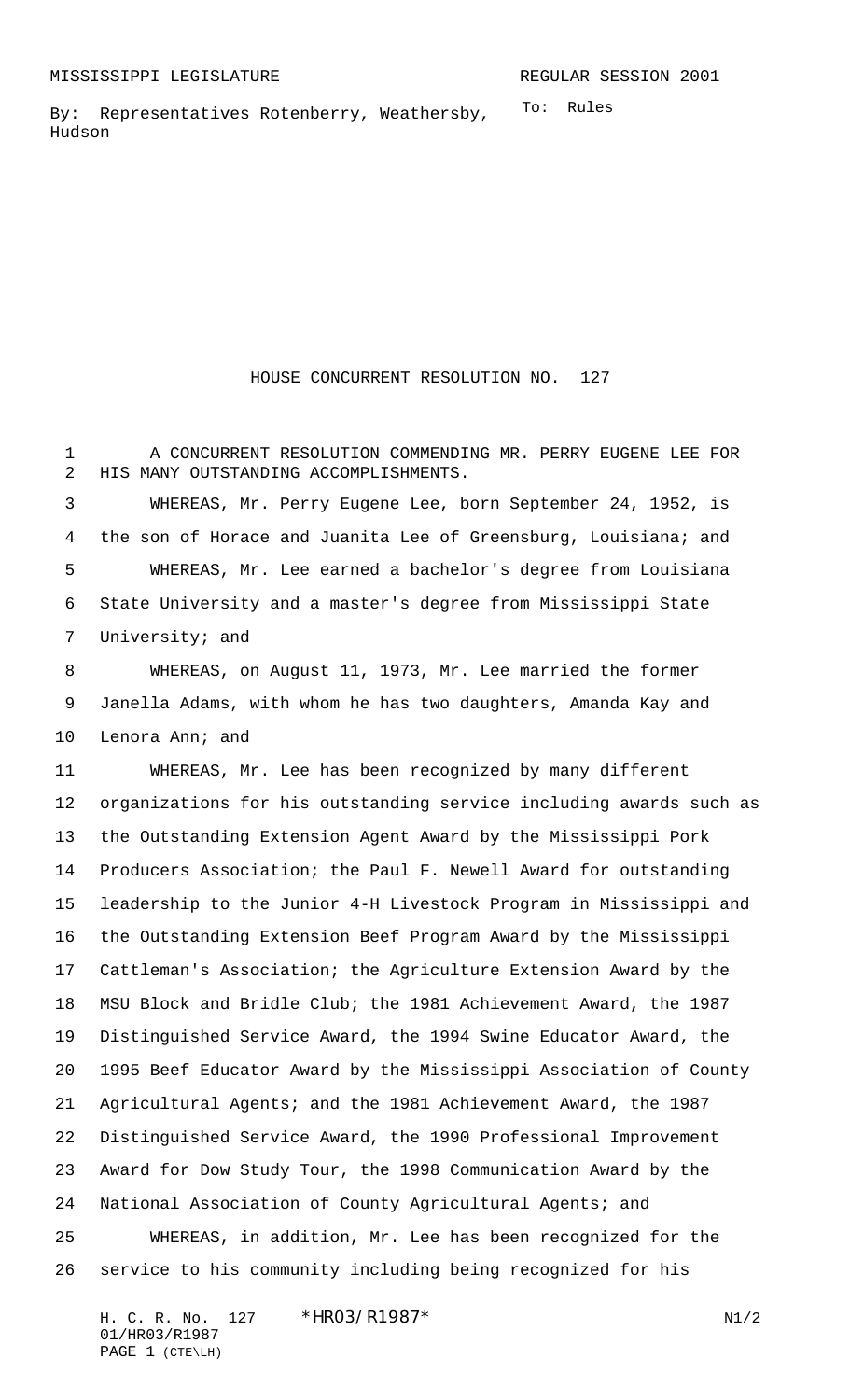MISSISSIPPI LEGISLATURE REGULAR SESSION 2001

By: Representatives Rotenberry, Weathersby, Hudson

To: Rules

# HOUSE CONCURRENT RESOLUTION NO. 127

A CONCURRENT RESOLUTION COMMENDING MR. PERRY EUGENE LEE FOR HIS MANY OUTSTANDING ACCOMPLISHMENTS.

WHEREAS, Mr. Perry Eugene Lee, born September 24, 1952, is the son of Horace and Juanita Lee of Greensburg, Louisiana; and

WHEREAS, Mr. Lee earned a bachelor's degree from Louisiana State University and a master's degree from Mississippi State University; and

WHEREAS, on August 11, 1973, Mr. Lee married the former Janella Adams, with whom he has two daughters, Amanda Kay and Lenora Ann; and

WHEREAS, Mr. Lee has been recognized by many different organizations for his outstanding service including awards such as the Outstanding Extension Agent Award by the Mississippi Pork Producers Association; the Paul F. Newell Award for outstanding leadership to the Junior 4-H Livestock Program in Mississippi and the Outstanding Extension Beef Program Award by the Mississippi Cattleman's Association; the Agriculture Extension Award by the MSU Block and Bridle Club; the 1981 Achievement Award, the 1987 Distinguished Service Award, the 1994 Swine Educator Award, the 1995 Beef Educator Award by the Mississippi Association of County Agricultural Agents; and the 1981 Achievement Award, the 1987 Distinguished Service Award, the 1990 Professional Improvement Award for Dow Study Tour, the 1998 Communication Award by the National Association of County Agricultural Agents; and

WHEREAS, in addition, Mr. Lee has been recognized for the service to his community including being recognized for his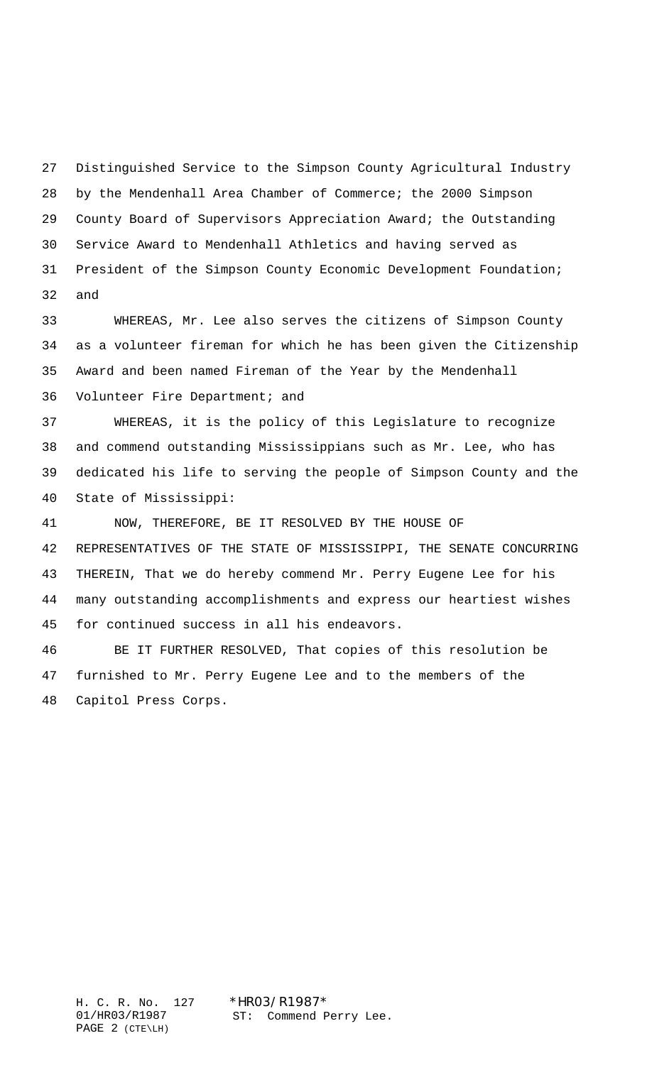Distinguished Service to the Simpson County Agricultural Industry by the Mendenhall Area Chamber of Commerce; the 2000 Simpson County Board of Supervisors Appreciation Award; the Outstanding Service Award to Mendenhall Athletics and having served as President of the Simpson County Economic Development Foundation; and

WHEREAS, Mr. Lee also serves the citizens of Simpson County as a volunteer fireman for which he has been given the Citizenship Award and been named Fireman of the Year by the Mendenhall Volunteer Fire Department; and

WHEREAS, it is the policy of this Legislature to recognize and commend outstanding Mississippians such as Mr. Lee, who has dedicated his life to serving the people of Simpson County and the State of Mississippi:

NOW, THEREFORE, BE IT RESOLVED BY THE HOUSE OF REPRESENTATIVES OF THE STATE OF MISSISSIPPI, THE SENATE CONCURRING THEREIN, That we do hereby commend Mr. Perry Eugene Lee for his many outstanding accomplishments and express our heartiest wishes for continued success in all his endeavors.

BE IT FURTHER RESOLVED, That copies of this resolution be furnished to Mr. Perry Eugene Lee and to the members of the Capitol Press Corps.